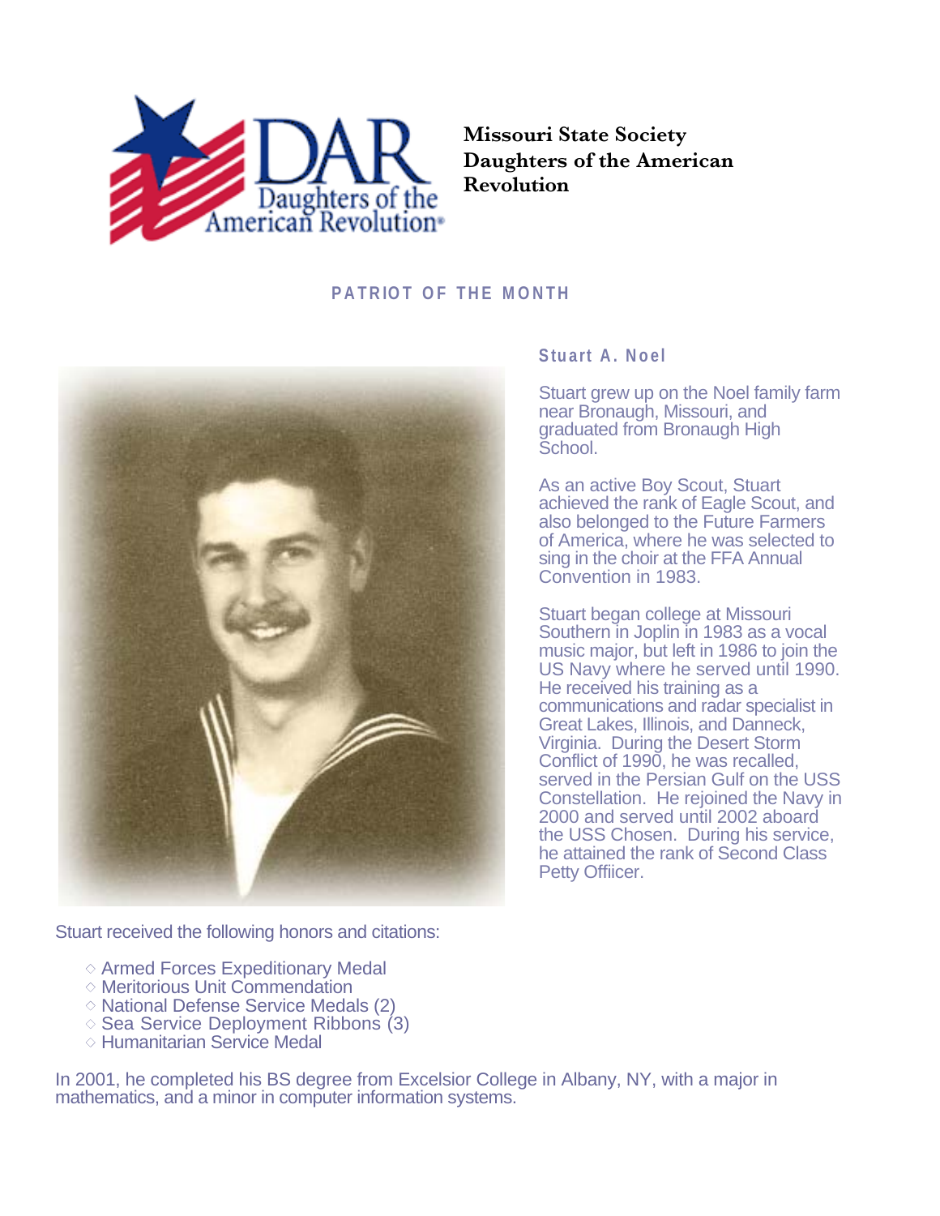Missouri State Society
Daughters of the American Revolution

## PATRIOT OF THE MONTH

### Stuart A. Noel

Stuart grew up on the Noel family farm near Bronaugh, Missouri, and graduated from Bronaugh High School.

As an active Boy Scout, Stuart achieved the rank of Eagle Scout, and also belonged to the Future Farmers of America, where he was selected to sing in the choir at the FFA Annual Convention in 1983.

Stuart began college at Missouri Southern in Joplin in 1983 as a vocal music major, but left in 1986 to join the US Navy where he served until 1990. He received his training as a communications and radar specialist in Great Lakes, Illinois, and Danneck, Virginia. During the Desert Storm Conflict of 1990, he was recalled, served in the Persian Gulf on the USS Constellation. He rejoined the Navy in 2000 and served until 2002 aboard the USS Chosen. During his service, he attained the rank of Second Class Petty Offiicer.

Stuart received the following honors and citations:

- Armed Forces Expeditionary Medal
- Meritorious Unit Commendation
- National Defense Service Medals (2)
- Sea Service Deployment Ribbons (3)
- Humanitarian Service Medal

In 2001, he completed his BS degree from Excelsior College in Albany, NY, with a major in mathematics, and a minor in computer information systems.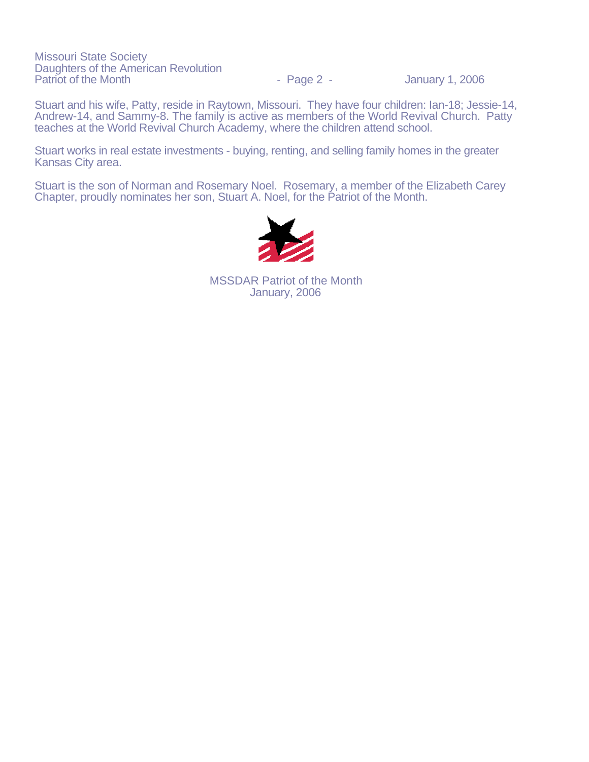Stuart and his wife, Patty, reside in Raytown, Missouri. They have four children: Ian-18; Jessie-14, Andrew-14, and Sammy-8. The family is active as members of the World Revival Church. Patty teaches at the World Revival Church Academy, where the children attend school.

Stuart works in real estate investments - buying, renting, and selling family homes in the greater Kansas City area.

Stuart is the son of Norman and Rosemary Noel. Rosemary, a member of the Elizabeth Carey Chapter, proudly nominates her son, Stuart A. Noel, for the Patriot of the Month.

MSSDAR Patriot of the Month
January, 2006